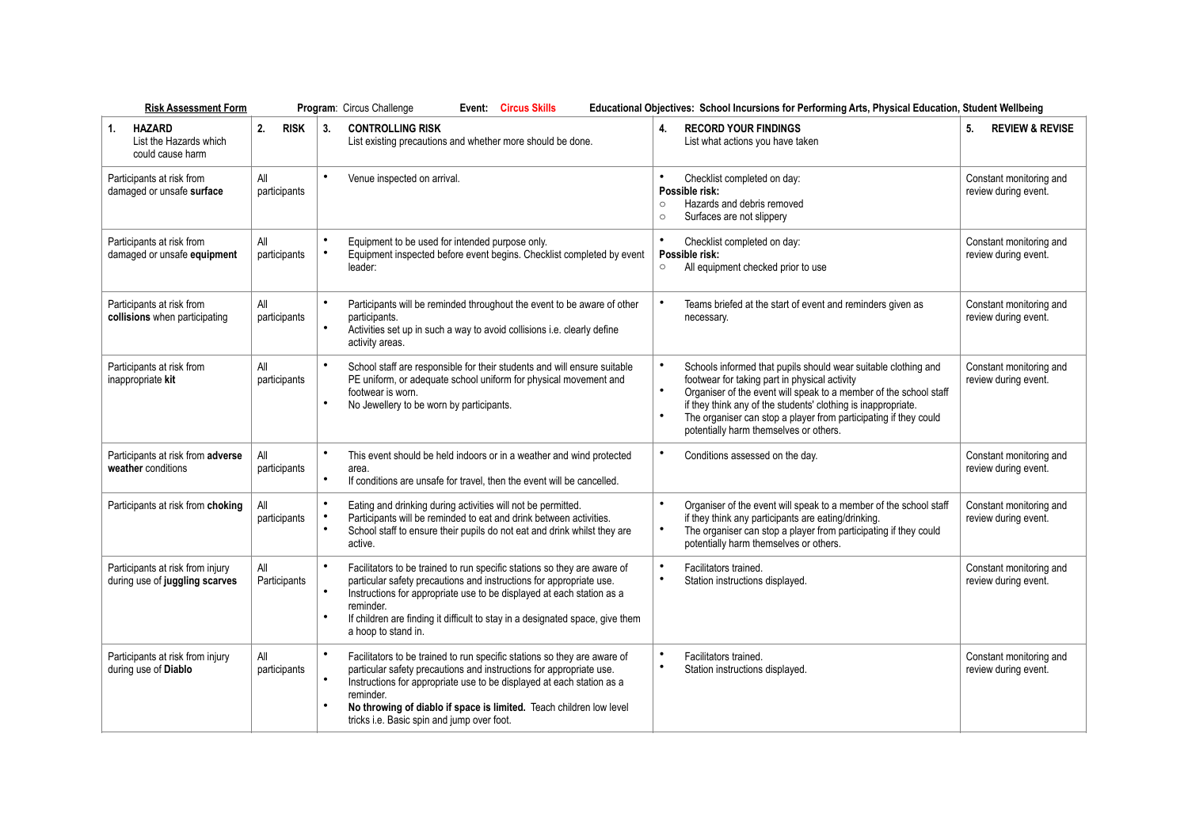**Risk Assessment Form** **Program**: Circus Challenge **Event: Circus Skills** **Educational Objectives: School Incursions for Performing Arts, Physical Education, Student Wellbeing**

| 1. **HAZARD** List the Hazards which could cause harm | 2. **RISK** | 3. **CONTROLLING RISK** List existing precautions and whether more should be done. | 4. **RECORD YOUR FINDINGS** List what actions you have taken | 5. **REVIEW & REVISE** |
|---|---|---|---|---|
| Participants at risk from damaged or unsafe **surface** | All participants | • Venue inspected on arrival. | • Checklist completed on day: **Possible risk:** ○ Hazards and debris removed ○ Surfaces are not slippery | Constant monitoring and review during event. |
| Participants at risk from damaged or unsafe **equipment** | All participants | • Equipment to be used for intended purpose only. • Equipment inspected before event begins. Checklist completed by event leader: | • Checklist completed on day: **Possible risk:** ○ All equipment checked prior to use | Constant monitoring and review during event. |
| Participants at risk from **collisions** when participating | All participants | • Participants will be reminded throughout the event to be aware of other participants. • Activities set up in such a way to avoid collisions i.e. clearly define activity areas. | • Teams briefed at the start of event and reminders given as necessary. | Constant monitoring and review during event. |
| Participants at risk from inappropriate **kit** | All participants | • School staff are responsible for their students and will ensure suitable PE uniform, or adequate school uniform for physical movement and footwear is worn. • No Jewellery to be worn by participants. | • Schools informed that pupils should wear suitable clothing and footwear for taking part in physical activity • Organiser of the event will speak to a member of the school staff if they think any of the students' clothing is inappropriate. • The organiser can stop a player from participating if they could potentially harm themselves or others. | Constant monitoring and review during event. |
| Participants at risk from **adverse weather** conditions | All participants | • This event should be held indoors or in a weather and wind protected area. • If conditions are unsafe for travel, then the event will be cancelled. | • Conditions assessed on the day. | Constant monitoring and review during event. |
| Participants at risk from **choking** | All participants | • Eating and drinking during activities will not be permitted. • Participants will be reminded to eat and drink between activities. • School staff to ensure their pupils do not eat and drink whilst they are active. | • Organiser of the event will speak to a member of the school staff if they think any participants are eating/drinking. • The organiser can stop a player from participating if they could potentially harm themselves or others. | Constant monitoring and review during event. |
| Participants at risk from injury during use of **juggling scarves** | All Participants | • Facilitators to be trained to run specific stations so they are aware of particular safety precautions and instructions for appropriate use. • Instructions for appropriate use to be displayed at each station as a reminder. • If children are finding it difficult to stay in a designated space, give them a hoop to stand in. | • Facilitators trained. • Station instructions displayed. | Constant monitoring and review during event. |
| Participants at risk from injury during use of **Diablo** | All participants | • Facilitators to be trained to run specific stations so they are aware of particular safety precautions and instructions for appropriate use. • Instructions for appropriate use to be displayed at each station as a reminder. • **No throwing of diablo if space is limited.** Teach children low level tricks i.e. Basic spin and jump over foot. | • Facilitators trained. • Station instructions displayed. | Constant monitoring and review during event. |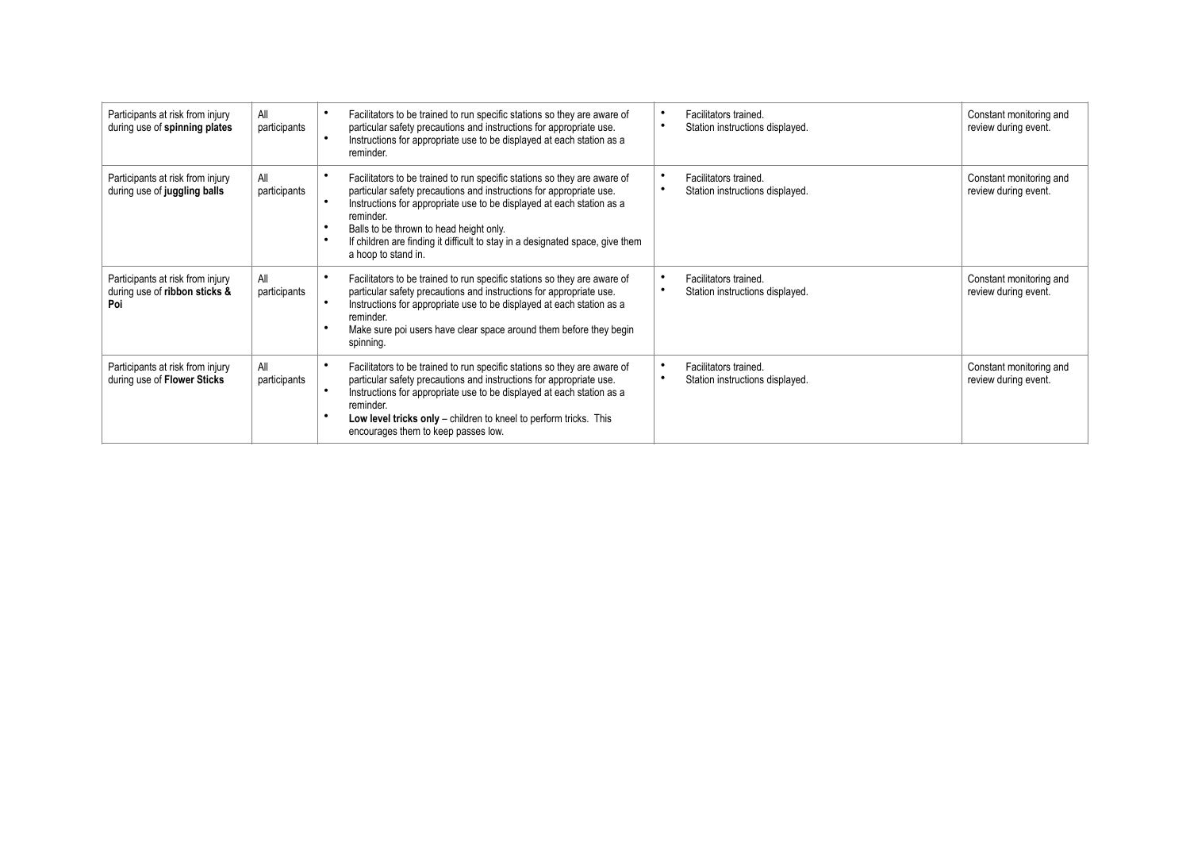| | | | | |
|---|---|---|---|---|
| Participants at risk from injury during use of **spinning plates** | All participants | • Facilitators to be trained to run specific stations so they are aware of particular safety precautions and instructions for appropriate use.<br>• Instructions for appropriate use to be displayed at each station as a reminder. | • Facilitators trained.<br>• Station instructions displayed. | Constant monitoring and review during event. |
| Participants at risk from injury during use of **juggling balls** | All participants | • Facilitators to be trained to run specific stations so they are aware of particular safety precautions and instructions for appropriate use.<br>• Instructions for appropriate use to be displayed at each station as a reminder.<br>• Balls to be thrown to head height only.<br>• If children are finding it difficult to stay in a designated space, give them a hoop to stand in. | • Facilitators trained.<br>• Station instructions displayed. | Constant monitoring and review during event. |
| Participants at risk from injury during use of **ribbon sticks & Poi** | All participants | • Facilitators to be trained to run specific stations so they are aware of particular safety precautions and instructions for appropriate use.<br>• Instructions for appropriate use to be displayed at each station as a reminder.<br>• Make sure poi users have clear space around them before they begin spinning. | • Facilitators trained.<br>• Station instructions displayed. | Constant monitoring and review during event. |
| Participants at risk from injury during use of **Flower Sticks** | All participants | • Facilitators to be trained to run specific stations so they are aware of particular safety precautions and instructions for appropriate use.<br>• Instructions for appropriate use to be displayed at each station as a reminder.<br>• **Low level tricks only** – children to kneel to perform tricks. This encourages them to keep passes low. | • Facilitators trained.<br>• Station instructions displayed. | Constant monitoring and review during event. |